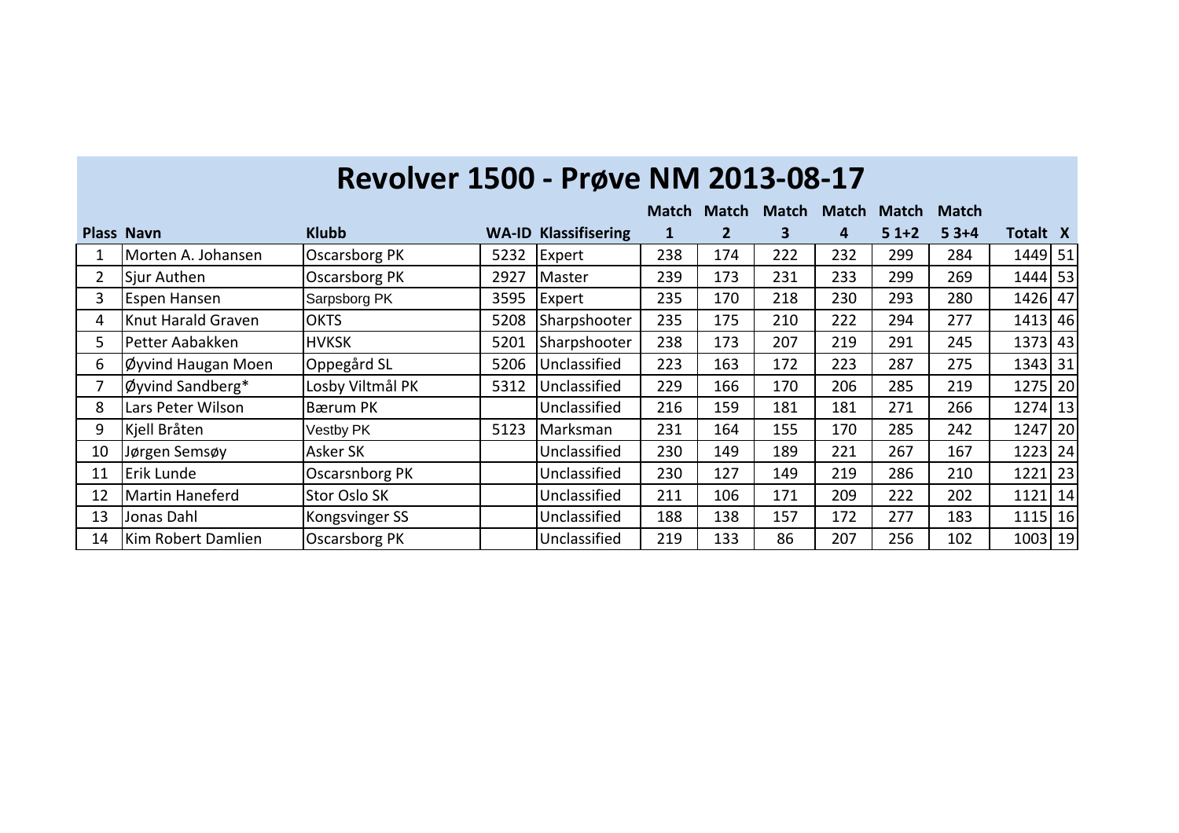# Revolver 1500 - Prøve NM 2013-08-17

| Plass | Navn | Klubb | WA-ID | Klassifisering | Match 1 | Match 2 | Match 3 | Match 4 | Match 5 1+2 | Match 5 3+4 | Totalt | X |
|---|---|---|---|---|---|---|---|---|---|---|---|---|
| 1 | Morten A. Johansen | Oscarsborg PK | 5232 | Expert | 238 | 174 | 222 | 232 | 299 | 284 | 1449 | 51 |
| 2 | Sjur Authen | Oscarsborg PK | 2927 | Master | 239 | 173 | 231 | 233 | 299 | 269 | 1444 | 53 |
| 3 | Espen Hansen | Sarpsborg PK | 3595 | Expert | 235 | 170 | 218 | 230 | 293 | 280 | 1426 | 47 |
| 4 | Knut Harald Graven | OKTS | 5208 | Sharpshooter | 235 | 175 | 210 | 222 | 294 | 277 | 1413 | 46 |
| 5 | Petter Aabakken | HVKSK | 5201 | Sharpshooter | 238 | 173 | 207 | 219 | 291 | 245 | 1373 | 43 |
| 6 | Øyvind Haugan Moen | Oppegård SL | 5206 | Unclassified | 223 | 163 | 172 | 223 | 287 | 275 | 1343 | 31 |
| 7 | Øyvind Sandberg* | Losby Viltmål PK | 5312 | Unclassified | 229 | 166 | 170 | 206 | 285 | 219 | 1275 | 20 |
| 8 | Lars Peter Wilson | Bærum PK | | Unclassified | 216 | 159 | 181 | 181 | 271 | 266 | 1274 | 13 |
| 9 | Kjell Bråten | Vestby PK | 5123 | Marksman | 231 | 164 | 155 | 170 | 285 | 242 | 1247 | 20 |
| 10 | Jørgen Semsøy | Asker SK | | Unclassified | 230 | 149 | 189 | 221 | 267 | 167 | 1223 | 24 |
| 11 | Erik Lunde | Oscarsnborg PK | | Unclassified | 230 | 127 | 149 | 219 | 286 | 210 | 1221 | 23 |
| 12 | Martin Haneferd | Stor Oslo SK | | Unclassified | 211 | 106 | 171 | 209 | 222 | 202 | 1121 | 14 |
| 13 | Jonas Dahl | Kongsvinger SS | | Unclassified | 188 | 138 | 157 | 172 | 277 | 183 | 1115 | 16 |
| 14 | Kim Robert Damlien | Oscarsborg PK | | Unclassified | 219 | 133 | 86 | 207 | 256 | 102 | 1003 | 19 |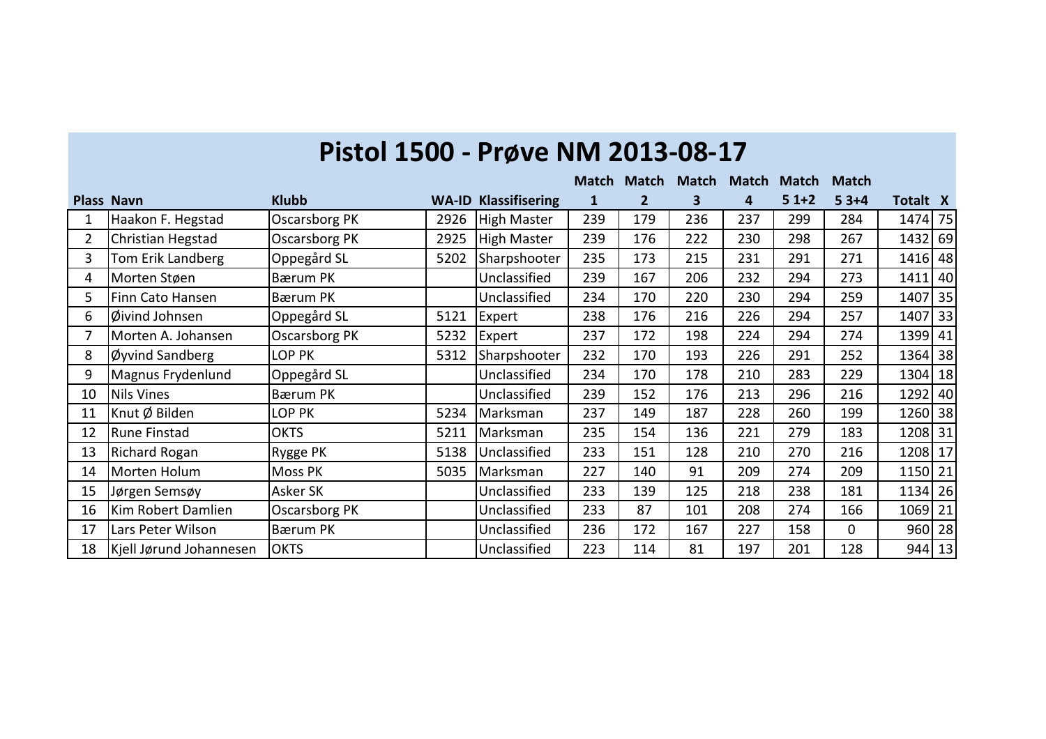# Pistol 1500 - Prøve NM 2013-08-17

| Plass | Navn | Klubb | WA-ID | Klassifisering | Match 1 | Match 2 | Match 3 | Match 4 | Match 5 1+2 | Match 5 3+4 | Totalt | X |
|---|---|---|---|---|---|---|---|---|---|---|---|---|
| 1 | Haakon F. Hegstad | Oscarsborg PK | 2926 | High Master | 239 | 179 | 236 | 237 | 299 | 284 | 1474 | 75 |
| 2 | Christian Hegstad | Oscarsborg PK | 2925 | High Master | 239 | 176 | 222 | 230 | 298 | 267 | 1432 | 69 |
| 3 | Tom Erik Landberg | Oppegård SL | 5202 | Sharpshooter | 235 | 173 | 215 | 231 | 291 | 271 | 1416 | 48 |
| 4 | Morten Støen | Bærum PK | | Unclassified | 239 | 167 | 206 | 232 | 294 | 273 | 1411 | 40 |
| 5 | Finn Cato Hansen | Bærum PK | | Unclassified | 234 | 170 | 220 | 230 | 294 | 259 | 1407 | 35 |
| 6 | Øivind Johnsen | Oppegård SL | 5121 | Expert | 238 | 176 | 216 | 226 | 294 | 257 | 1407 | 33 |
| 7 | Morten A. Johansen | Oscarsborg PK | 5232 | Expert | 237 | 172 | 198 | 224 | 294 | 274 | 1399 | 41 |
| 8 | Øyvind Sandberg | LOP PK | 5312 | Sharpshooter | 232 | 170 | 193 | 226 | 291 | 252 | 1364 | 38 |
| 9 | Magnus Frydenlund | Oppegård SL | | Unclassified | 234 | 170 | 178 | 210 | 283 | 229 | 1304 | 18 |
| 10 | Nils Vines | Bærum PK | | Unclassified | 239 | 152 | 176 | 213 | 296 | 216 | 1292 | 40 |
| 11 | Knut Ø Bilden | LOP PK | 5234 | Marksman | 237 | 149 | 187 | 228 | 260 | 199 | 1260 | 38 |
| 12 | Rune Finstad | OKTS | 5211 | Marksman | 235 | 154 | 136 | 221 | 279 | 183 | 1208 | 31 |
| 13 | Richard Rogan | Rygge PK | 5138 | Unclassified | 233 | 151 | 128 | 210 | 270 | 216 | 1208 | 17 |
| 14 | Morten Holum | Moss PK | 5035 | Marksman | 227 | 140 | 91 | 209 | 274 | 209 | 1150 | 21 |
| 15 | Jørgen Semsøy | Asker SK | | Unclassified | 233 | 139 | 125 | 218 | 238 | 181 | 1134 | 26 |
| 16 | Kim Robert Damlien | Oscarsborg PK | | Unclassified | 233 | 87 | 101 | 208 | 274 | 166 | 1069 | 21 |
| 17 | Lars Peter Wilson | Bærum PK | | Unclassified | 236 | 172 | 167 | 227 | 158 | 0 | 960 | 28 |
| 18 | Kjell Jørund Johannesen | OKTS | | Unclassified | 223 | 114 | 81 | 197 | 201 | 128 | 944 | 13 |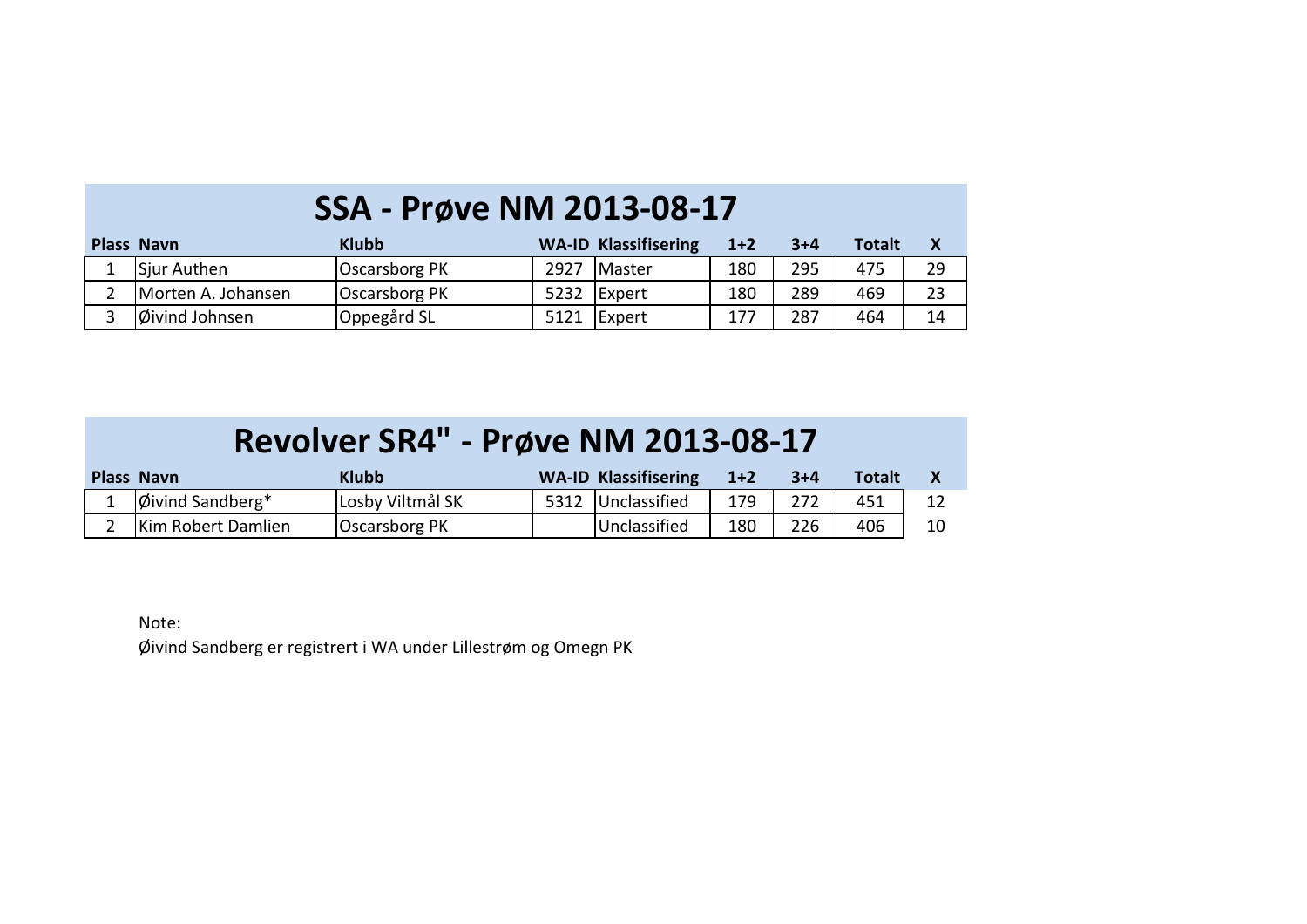## SSA - Prøve NM 2013-08-17

| Plass | Navn | Klubb | WA-ID | Klassifisering | 1+2 | 3+4 | Totalt | X |
|---|---|---|---|---|---|---|---|---|
| 1 | Sjur Authen | Oscarsborg PK | 2927 | Master | 180 | 295 | 475 | 29 |
| 2 | Morten A. Johansen | Oscarsborg PK | 5232 | Expert | 180 | 289 | 469 | 23 |
| 3 | Øivind Johnsen | Oppegård SL | 5121 | Expert | 177 | 287 | 464 | 14 |

## Revolver SR4" - Prøve NM 2013-08-17

| Plass | Navn | Klubb | WA-ID | Klassifisering | 1+2 | 3+4 | Totalt | X |
|---|---|---|---|---|---|---|---|---|
| 1 | Øivind Sandberg* | Losby Viltmål SK | 5312 | Unclassified | 179 | 272 | 451 | 12 |
| 2 | Kim Robert Damlien | Oscarsborg PK | | Unclassified | 180 | 226 | 406 | 10 |

Note:

Øivind Sandberg er registrert i WA under Lillestrøm og Omegn PK